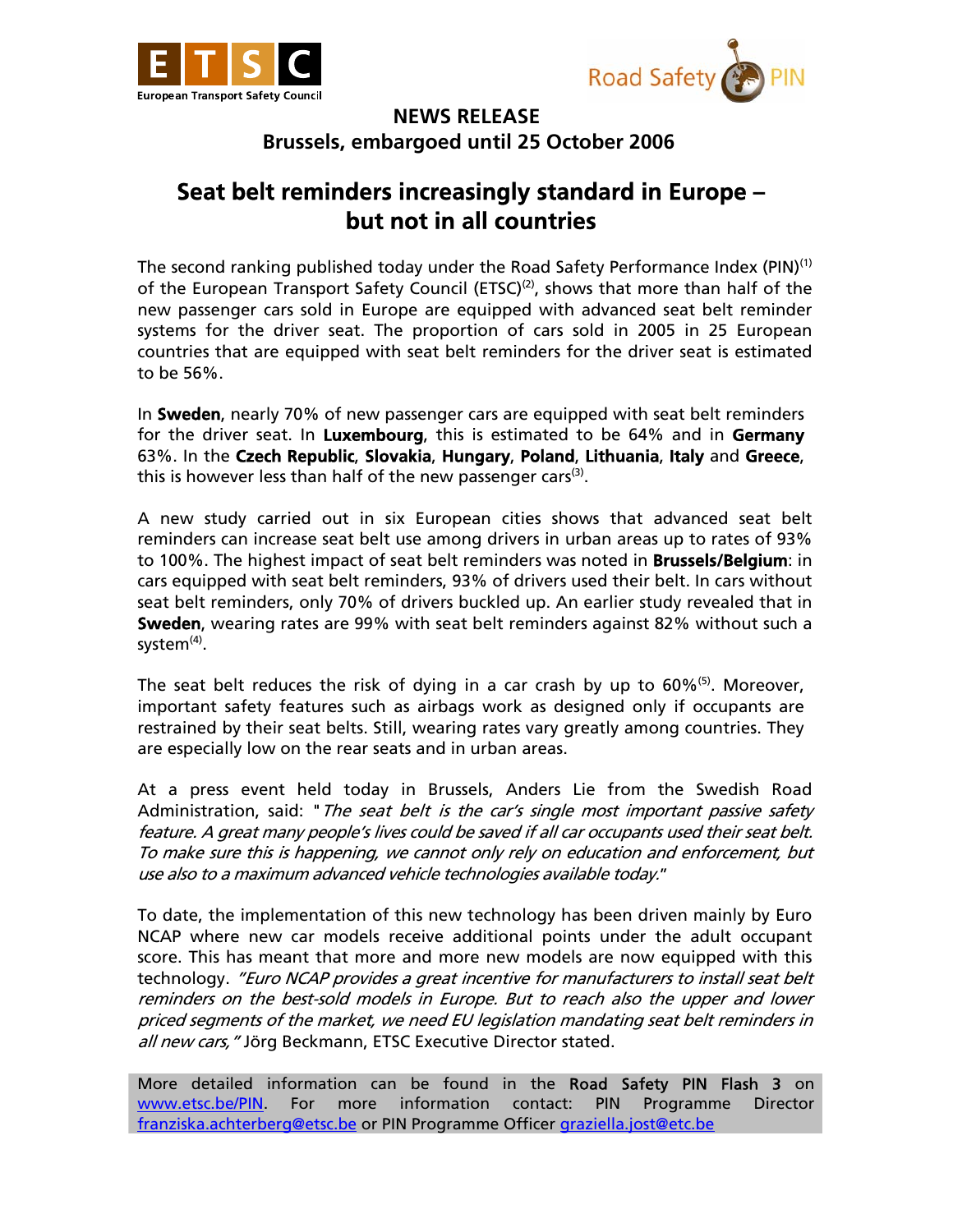European Transport Safety Council

Road Safety PIN

**NEWS RELEASE**
**Brussels, embargoed until 25 October 2006**

# Seat belt reminders increasingly standard in Europe – but not in all countries

The second ranking published today under the Road Safety Performance Index (PIN)[1] of the European Transport Safety Council (ETSC)[2], shows that more than half of the new passenger cars sold in Europe are equipped with advanced seat belt reminder systems for the driver seat. The proportion of cars sold in 2005 in 25 European countries that are equipped with seat belt reminders for the driver seat is estimated to be 56%.

In **Sweden**, nearly 70% of new passenger cars are equipped with seat belt reminders for the driver seat. In **Luxembourg**, this is estimated to be 64% and in **Germany** 63%. In the **Czech Republic**, **Slovakia**, **Hungary**, **Poland**, **Lithuania**, **Italy** and **Greece**, this is however less than half of the new passenger cars[3].

A new study carried out in six European cities shows that advanced seat belt reminders can increase seat belt use among drivers in urban areas up to rates of 93% to 100%. The highest impact of seat belt reminders was noted in **Brussels/Belgium**: in cars equipped with seat belt reminders, 93% of drivers used their belt. In cars without seat belt reminders, only 70% of drivers buckled up. An earlier study revealed that in **Sweden**, wearing rates are 99% with seat belt reminders against 82% without such a system[4].

The seat belt reduces the risk of dying in a car crash by up to 60%[5]. Moreover, important safety features such as airbags work as designed only if occupants are restrained by their seat belts. Still, wearing rates vary greatly among countries. They are especially low on the rear seats and in urban areas.

At a press event held today in Brussels, Anders Lie from the Swedish Road Administration, said: "*The seat belt is the car's single most important passive safety feature. A great many people's lives could be saved if all car occupants used their seat belt. To make sure this is happening, we cannot only rely on education and enforcement, but use also to a maximum advanced vehicle technologies available today.*"

To date, the implementation of this new technology has been driven mainly by Euro NCAP where new car models receive additional points under the adult occupant score. This has meant that more and more new models are now equipped with this technology. *"Euro NCAP provides a great incentive for manufacturers to install seat belt reminders on the best-sold models in Europe. But to reach also the upper and lower priced segments of the market, we need EU legislation mandating seat belt reminders in all new cars,"* Jörg Beckmann, ETSC Executive Director stated.

More detailed information can be found in the **Road Safety PIN Flash 3** on www.etsc.be/PIN. For more information contact: PIN Programme Director franziska.achterberg@etsc.be or PIN Programme Officer graziella.jost@etc.be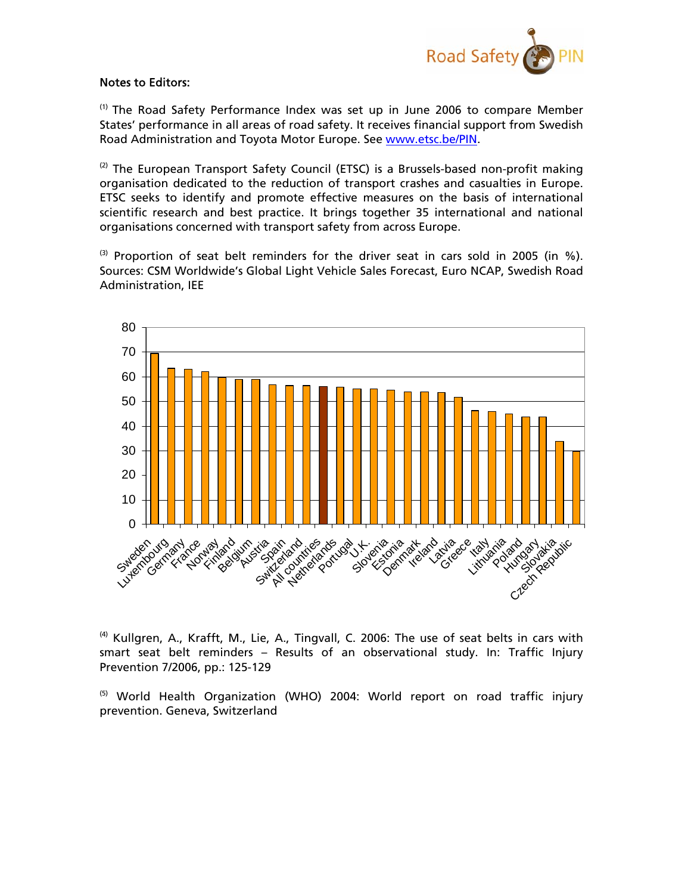**Notes to Editors:**

[1] The Road Safety Performance Index was set up in June 2006 to compare Member States' performance in all areas of road safety. It receives financial support from Swedish Road Administration and Toyota Motor Europe. See www.etsc.be/PIN.

[2] The European Transport Safety Council (ETSC) is a Brussels-based non-profit making organisation dedicated to the reduction of transport crashes and casualties in Europe. ETSC seeks to identify and promote effective measures on the basis of international scientific research and best practice. It brings together 35 international and national organisations concerned with transport safety from across Europe.

[3] Proportion of seat belt reminders for the driver seat in cars sold in 2005 (in %). Sources: CSM Worldwide's Global Light Vehicle Sales Forecast, Euro NCAP, Swedish Road Administration, IEE

80
70
60
50
40
30
20
10
0

Sweden
Luxembourg
Germany
France
Norway
Finland
Belgium
Austria
Spain
Switzerland
All countries
Netherlands
Portugal
U.K.
Slovenia
Estonia
Denmark
Ireland
Latvia
Greece
Italy
Lithuania
Poland
Hungary
Slovakia
Czech Republic

[4] Kullgren, A., Krafft, M., Lie, A., Tingvall, C. 2006: The use of seat belts in cars with smart seat belt reminders – Results of an observational study. In: Traffic Injury Prevention 7/2006, pp.: 125-129

[5] World Health Organization (WHO) 2004: World report on road traffic injury prevention. Geneva, Switzerland